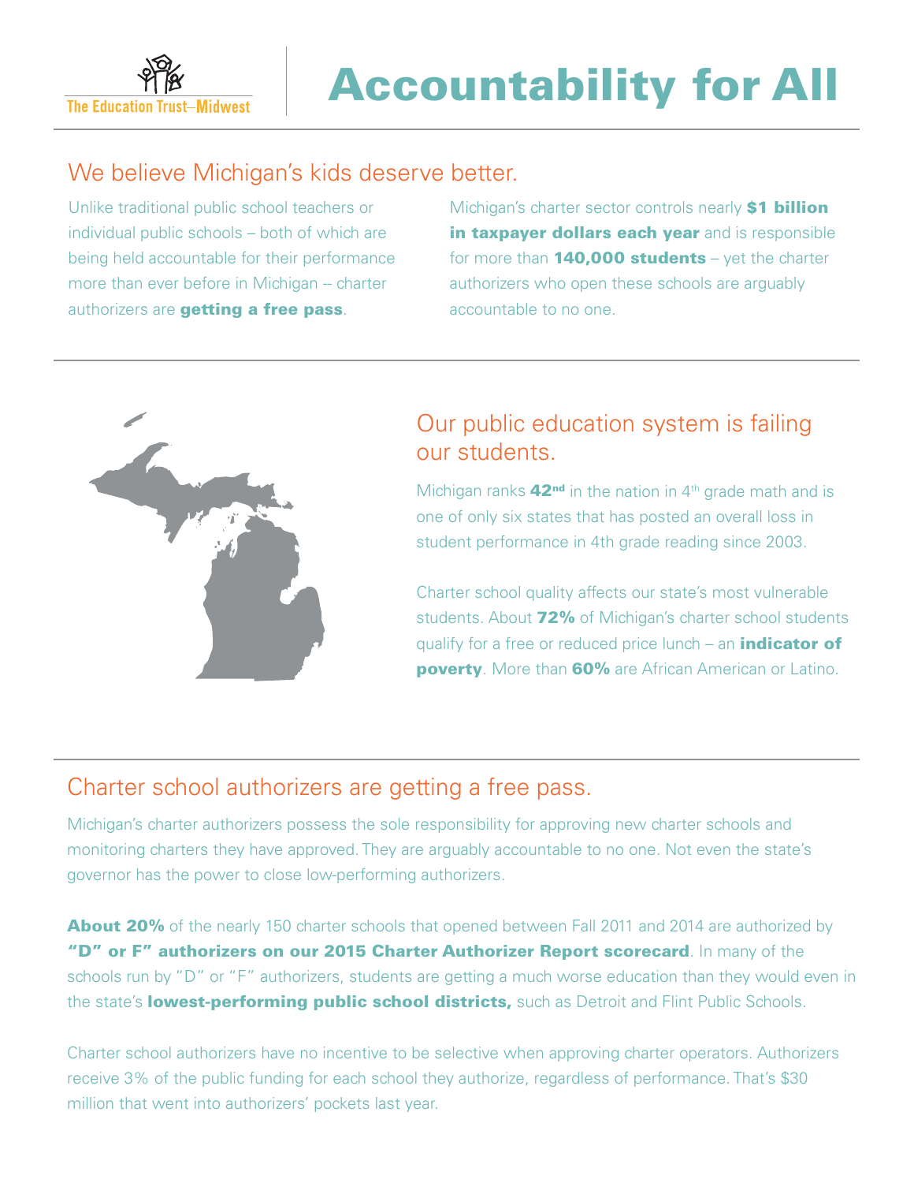The Education Trust–Midwest

# Accountability for All

## We believe Michigan's kids deserve better.

Unlike traditional public school teachers or individual public schools – both of which are being held accountable for their performance more than ever before in Michigan -- charter authorizers are **getting a free pass**.

Michigan's charter sector controls nearly **$1 billion in taxpayer dollars each year** and is responsible for more than **140,000 students** – yet the charter authorizers who open these schools are arguably accountable to no one.

## Our public education system is failing our students.

Michigan ranks **42nd** in the nation in 4th grade math and is one of only six states that has posted an overall loss in student performance in 4th grade reading since 2003.

Charter school quality affects our state's most vulnerable students. About **72%** of Michigan's charter school students qualify for a free or reduced price lunch – an **indicator of poverty**. More than **60%** are African American or Latino.

## Charter school authorizers are getting a free pass.

Michigan's charter authorizers possess the sole responsibility for approving new charter schools and monitoring charters they have approved. They are arguably accountable to no one. Not even the state's governor has the power to close low-performing authorizers.

**About 20%** of the nearly 150 charter schools that opened between Fall 2011 and 2014 are authorized by **"D" or F" authorizers on our 2015 Charter Authorizer Report scorecard**. In many of the schools run by "D" or "F" authorizers, students are getting a much worse education than they would even in the state's **lowest-performing public school districts,** such as Detroit and Flint Public Schools.

Charter school authorizers have no incentive to be selective when approving charter operators. Authorizers receive 3% of the public funding for each school they authorize, regardless of performance. That's $30 million that went into authorizers' pockets last year.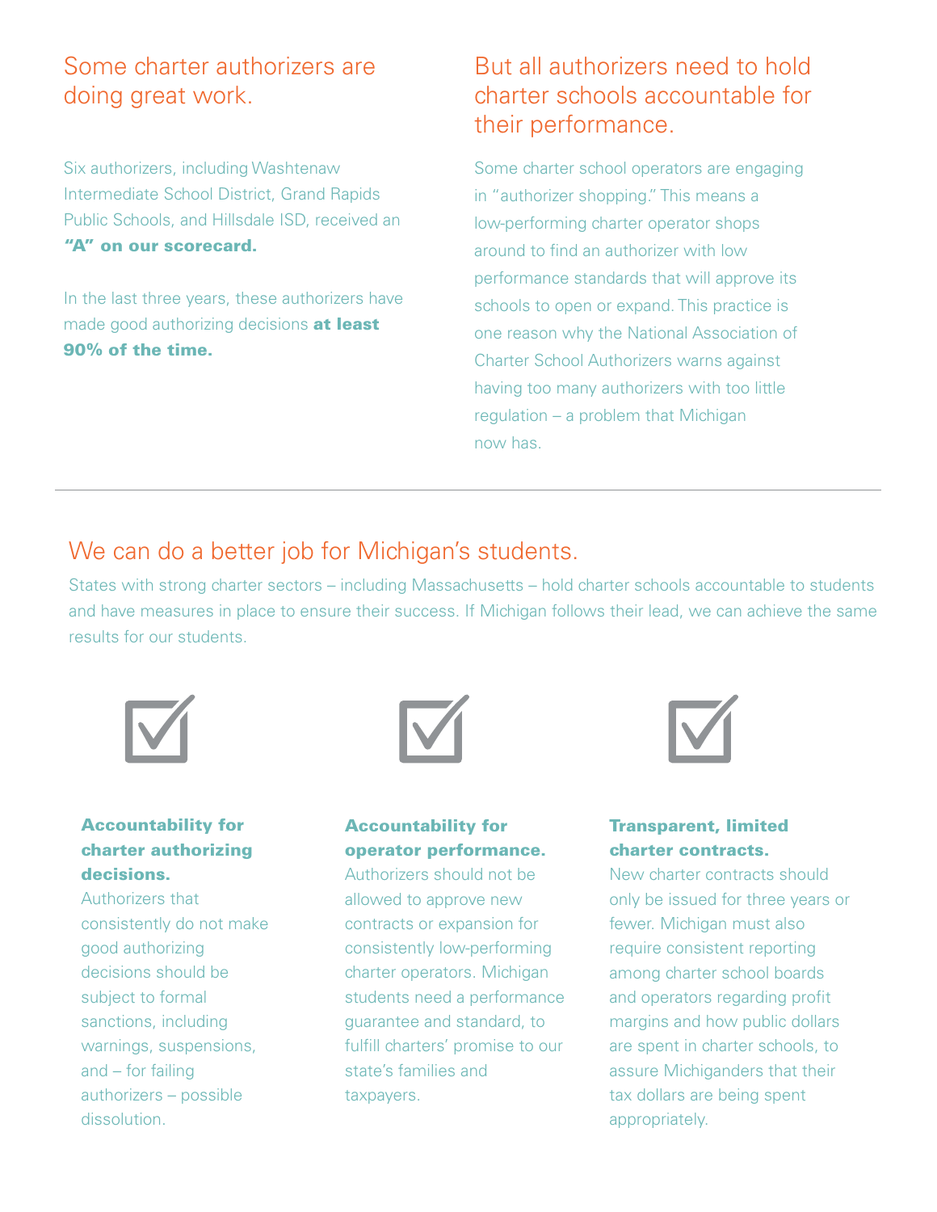## Some charter authorizers are doing great work.

Six authorizers, including Washtenaw Intermediate School District, Grand Rapids Public Schools, and Hillsdale ISD, received an **"A" on our scorecard.**

In the last three years, these authorizers have made good authorizing decisions **at least 90% of the time.**

## But all authorizers need to hold charter schools accountable for their performance.

Some charter school operators are engaging in "authorizer shopping." This means a low-performing charter operator shops around to find an authorizer with low performance standards that will approve its schools to open or expand. This practice is one reason why the National Association of Charter School Authorizers warns against having too many authorizers with too little regulation – a problem that Michigan now has.

---

## We can do a better job for Michigan's students.

States with strong charter sectors – including Massachusetts – hold charter schools accountable to students and have measures in place to ensure their success. If Michigan follows their lead, we can achieve the same results for our students.

**Accountability for charter authorizing decisions.** Authorizers that consistently do not make good authorizing decisions should be subject to formal sanctions, including warnings, suspensions, and – for failing authorizers – possible dissolution.

**Accountability for operator performance.** Authorizers should not be allowed to approve new contracts or expansion for consistently low-performing charter operators. Michigan students need a performance guarantee and standard, to fulfill charters' promise to our state's families and taxpayers.

**Transparent, limited charter contracts.** New charter contracts should only be issued for three years or fewer. Michigan must also require consistent reporting among charter school boards and operators regarding profit margins and how public dollars are spent in charter schools, to assure Michiganders that their tax dollars are being spent appropriately.